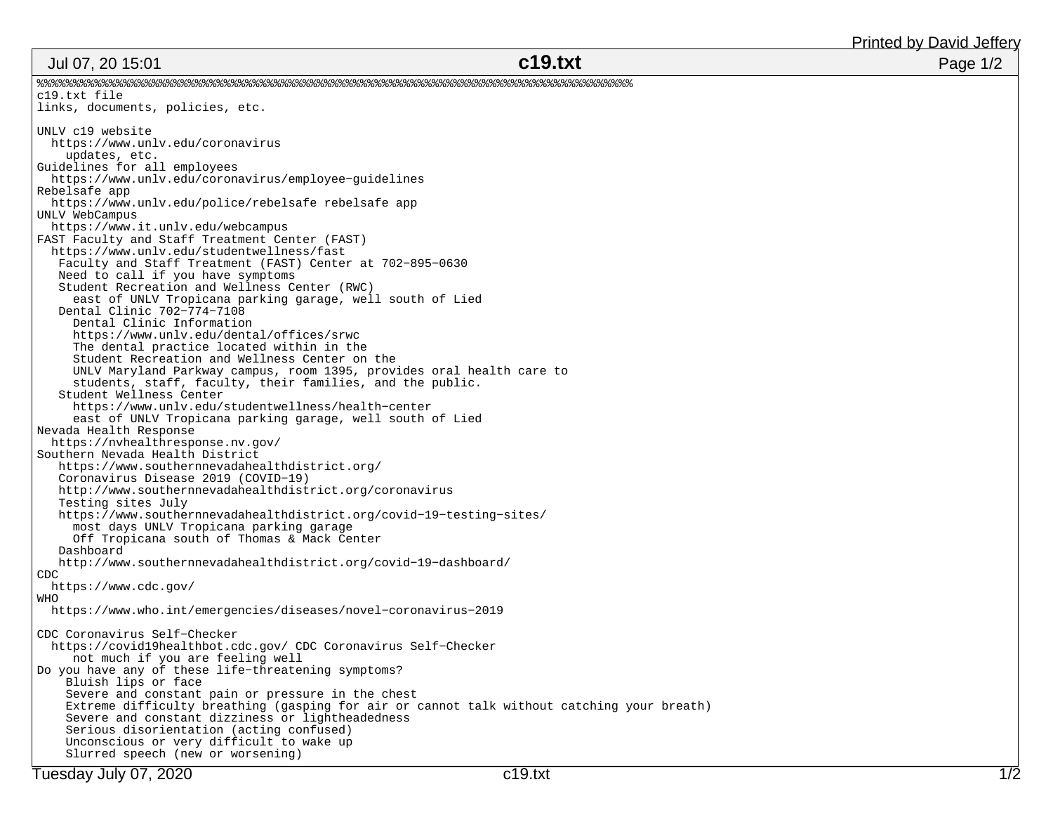```
%%%%%%%%%%%%%%%%%%%%%%%%%%%%%%%%%%%%%%%%%%%%%%%%%%%%%%%%%%%%%%%%%%%%%%%%%%%%%%%%%%%%
c19.txt file
links, documents, policies, etc.

UNLV c19 website
  https://www.unlv.edu/coronavirus
    updates, etc.
Guidelines for all employees
  https://www.unlv.edu/coronavirus/employee-guidelines
Rebelsafe app
  https://www.unlv.edu/police/rebelsafe rebelsafe app
UNLV WebCampus
  https://www.it.unlv.edu/webcampus
FAST Faculty and Staff Treatment Center (FAST)
  https://www.unlv.edu/studentwellness/fast
   Faculty and Staff Treatment (FAST) Center at 702-895-0630
   Need to call if you have symptoms
   Student Recreation and Wellness Center (RWC)
     east of UNLV Tropicana parking garage, well south of Lied
   Dental Clinic 702-774-7108
     Dental Clinic Information
     https://www.unlv.edu/dental/offices/srwc
     The dental practice located within in the
     Student Recreation and Wellness Center on the
     UNLV Maryland Parkway campus, room 1395, provides oral health care to
     students, staff, faculty, their families, and the public.
   Student Wellness Center
     https://www.unlv.edu/studentwellness/health-center
     east of UNLV Tropicana parking garage, well south of Lied
Nevada Health Response
  https://nvhealthresponse.nv.gov/
Southern Nevada Health District
   https://www.southernnevadahealthdistrict.org/
   Coronavirus Disease 2019 (COVID-19)
   http://www.southernnevadahealthdistrict.org/coronavirus
   Testing sites July
   https://www.southernnevadahealthdistrict.org/covid-19-testing-sites/
     most days UNLV Tropicana parking garage
     Off Tropicana south of Thomas & Mack Center
   Dashboard
   http://www.southernnevadahealthdistrict.org/covid-19-dashboard/
CDC
  https://www.cdc.gov/
WHO
  https://www.who.int/emergencies/diseases/novel-coronavirus-2019

CDC Coronavirus Self-Checker
  https://covid19healthbot.cdc.gov/ CDC Coronavirus Self-Checker
     not much if you are feeling well
Do you have any of these life-threatening symptoms?
    Bluish lips or face
    Severe and constant pain or pressure in the chest
    Extreme difficulty breathing (gasping for air or cannot talk without catching your breath)
    Severe and constant dizziness or lightheadedness
    Serious disorientation (acting confused)
    Unconscious or very difficult to wake up
    Slurred speech (new or worsening)
```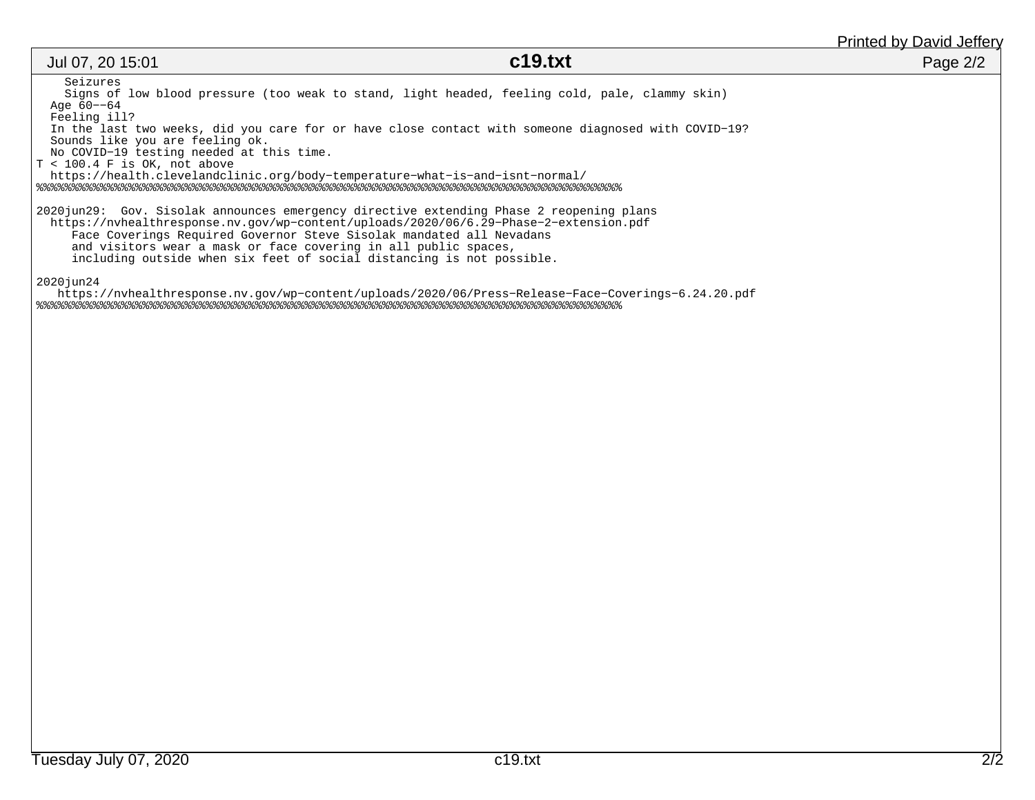```
    Seizures
    Signs of low blood pressure (too weak to stand, light headed, feeling cold, pale, clammy skin)
  Age 60−−64
  Feeling ill?
  In the last two weeks, did you care for or have close contact with someone diagnosed with COVID−19?
  Sounds like you are feeling ok.
  No COVID−19 testing needed at this time.
T < 100.4 F is OK, not above
  https://health.clevelandclinic.org/body−temperature−what−is−and−isnt−normal/
%%%%%%%%%%%%%%%%%%%%%%%%%%%%%%%%%%%%%%%%%%%%%%%%%%%%%%%%%%%%%%%%%%%%%%%%%%%%%%%%%%

2020jun29:  Gov. Sisolak announces emergency directive extending Phase 2 reopening plans
  https://nvhealthresponse.nv.gov/wp−content/uploads/2020/06/6.29−Phase−2−extension.pdf
     Face Coverings Required Governor Steve Sisolak mandated all Nevadans
     and visitors wear a mask or face covering in all public spaces,
     including outside when six feet of social distancing is not possible.

2020jun24
   https://nvhealthresponse.nv.gov/wp−content/uploads/2020/06/Press−Release−Face−Coverings−6.24.20.pdf
%%%%%%%%%%%%%%%%%%%%%%%%%%%%%%%%%%%%%%%%%%%%%%%%%%%%%%%%%%%%%%%%%%%%%%%%%%%%%%%%%%
```